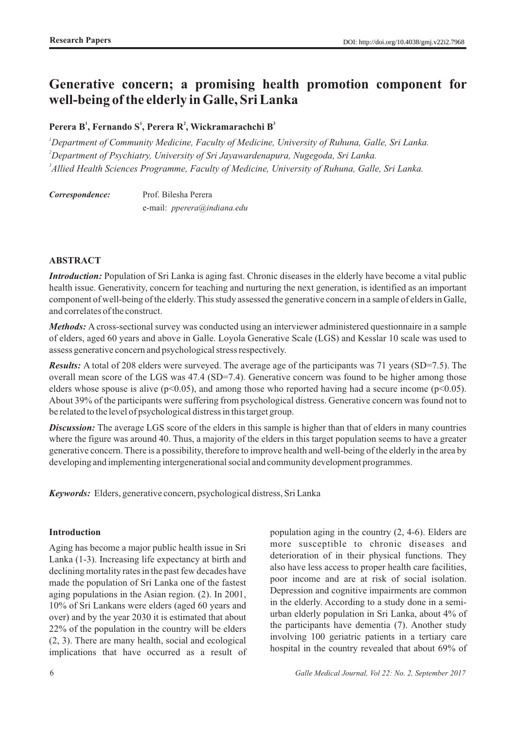# Generative concern; a promising health promotion component for well-being of the elderly in Galle, Sri Lanka

**Perera B[1], Fernando S[1], Perera R[2], Wickramarachchi B[3]**

[1]*Department of Community Medicine, Faculty of Medicine, University of Ruhuna, Galle, Sri Lanka.*
[2]*Department of Psychiatry, University of Sri Jayawardenapura, Nugegoda, Sri Lanka.*
[3]*Allied Health Sciences Programme, Faculty of Medicine, University of Ruhuna, Galle, Sri Lanka.*

***Correspondence:*** Prof. Bilesha Perera
e-mail: *pperera@indiana.edu*

## ABSTRACT

***Introduction:*** Population of Sri Lanka is aging fast. Chronic diseases in the elderly have become a vital public health issue. Generativity, concern for teaching and nurturing the next generation, is identified as an important component of well-being of the elderly. This study assessed the generative concern in a sample of elders in Galle, and correlates of the construct.

***Methods:*** A cross-sectional survey was conducted using an interviewer administered questionnaire in a sample of elders, aged 60 years and above in Galle. Loyola Generative Scale (LGS) and Kesslar 10 scale was used to assess generative concern and psychological stress respectively.

***Results:*** A total of 208 elders were surveyed. The average age of the participants was 71 years (SD=7.5). The overall mean score of the LGS was 47.4 (SD=7.4). Generative concern was found to be higher among those elders whose spouse is alive ($p<0.05$), and among those who reported having had a secure income ($p<0.05$). About 39% of the participants were suffering from psychological distress. Generative concern was found not to be related to the level of psychological distress in this target group.

***Discussion:*** The average LGS score of the elders in this sample is higher than that of elders in many countries where the figure was around 40. Thus, a majority of the elders in this target population seems to have a greater generative concern. There is a possibility, therefore to improve health and well-being of the elderly in the area by developing and implementing intergenerational social and community development programmes.

***Keywords:*** Elders, generative concern, psychological distress, Sri Lanka

## Introduction

Aging has become a major public health issue in Sri Lanka (1-3). Increasing life expectancy at birth and declining mortality rates in the past few decades have made the population of Sri Lanka one of the fastest aging populations in the Asian region. (2). In 2001, 10% of Sri Lankans were elders (aged 60 years and over) and by the year 2030 it is estimated that about 22% of the population in the country will be elders (2, 3). There are many health, social and ecological implications that have occurred as a result of population aging in the country (2, 4-6). Elders are more susceptible to chronic diseases and deterioration of in their physical functions. They also have less access to proper health care facilities, poor income and are at risk of social isolation. Depression and cognitive impairments are common in the elderly. According to a study done in a semi-urban elderly population in Sri Lanka, about 4% of the participants have dementia (7). Another study involving 100 geriatric patients in a tertiary care hospital in the country revealed that about 69% of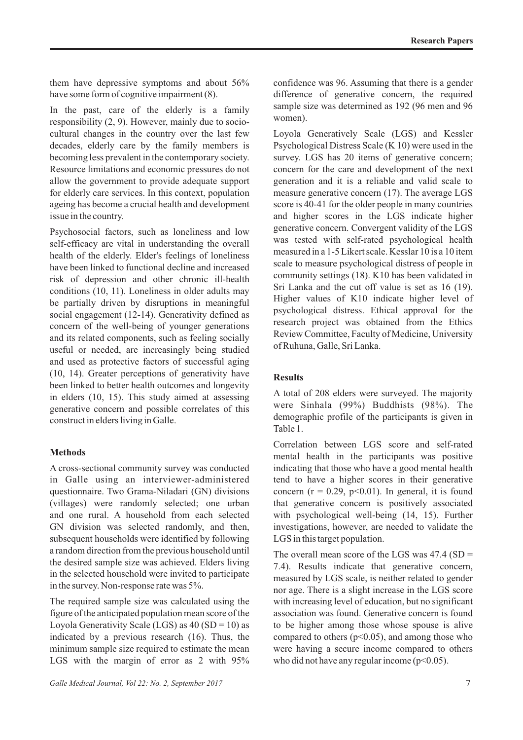them have depressive symptoms and about 56% have some form of cognitive impairment (8).

In the past, care of the elderly is a family responsibility (2, 9). However, mainly due to socio-cultural changes in the country over the last few decades, elderly care by the family members is becoming less prevalent in the contemporary society. Resource limitations and economic pressures do not allow the government to provide adequate support for elderly care services. In this context, population ageing has become a crucial health and development issue in the country.

Psychosocial factors, such as loneliness and low self-efficacy are vital in understanding the overall health of the elderly. Elder's feelings of loneliness have been linked to functional decline and increased risk of depression and other chronic ill-health conditions (10, 11). Loneliness in older adults may be partially driven by disruptions in meaningful social engagement (12-14). Generativity defined as concern of the well-being of younger generations and its related components, such as feeling socially useful or needed, are increasingly being studied and used as protective factors of successful aging (10, 14). Greater perceptions of generativity have been linked to better health outcomes and longevity in elders (10, 15). This study aimed at assessing generative concern and possible correlates of this construct in elders living in Galle.

## Methods

A cross-sectional community survey was conducted in Galle using an interviewer-administered questionnaire. Two Grama-Niladari (GN) divisions (villages) were randomly selected; one urban and one rural. A household from each selected GN division was selected randomly, and then, subsequent households were identified by following a random direction from the previous household until the desired sample size was achieved. Elders living in the selected household were invited to participate in the survey. Non-response rate was 5%.

The required sample size was calculated using the figure of the anticipated population mean score of the Loyola Generativity Scale (LGS) as 40 (SD = 10) as indicated by a previous research (16). Thus, the minimum sample size required to estimate the mean LGS with the margin of error as 2 with 95% confidence was 96. Assuming that there is a gender difference of generative concern, the required sample size was determined as 192 (96 men and 96 women).

Loyola Generatively Scale (LGS) and Kessler Psychological Distress Scale (K 10) were used in the survey. LGS has 20 items of generative concern; concern for the care and development of the next generation and it is a reliable and valid scale to measure generative concern (17). The average LGS score is 40-41 for the older people in many countries and higher scores in the LGS indicate higher generative concern. Convergent validity of the LGS was tested with self-rated psychological health measured in a 1-5 Likert scale. Kesslar 10 is a 10 item scale to measure psychological distress of people in community settings (18). K10 has been validated in Sri Lanka and the cut off value is set as 16 (19). Higher values of K10 indicate higher level of psychological distress. Ethical approval for the research project was obtained from the Ethics Review Committee, Faculty of Medicine, University of Ruhuna, Galle, Sri Lanka.

## Results

A total of 208 elders were surveyed. The majority were Sinhala (99%) Buddhists (98%). The demographic profile of the participants is given in Table 1.

Correlation between LGS score and self-rated mental health in the participants was positive indicating that those who have a good mental health tend to have a higher scores in their generative concern ($r = 0.29$, $p<0.01$). In general, it is found that generative concern is positively associated with psychological well-being (14, 15). Further investigations, however, are needed to validate the LGS in this target population.

The overall mean score of the LGS was 47.4 (SD = 7.4). Results indicate that generative concern, measured by LGS scale, is neither related to gender nor age. There is a slight increase in the LGS score with increasing level of education, but no significant association was found. Generative concern is found to be higher among those whose spouse is alive compared to others ($p<0.05$), and among those who were having a secure income compared to others who did not have any regular income ($p<0.05$).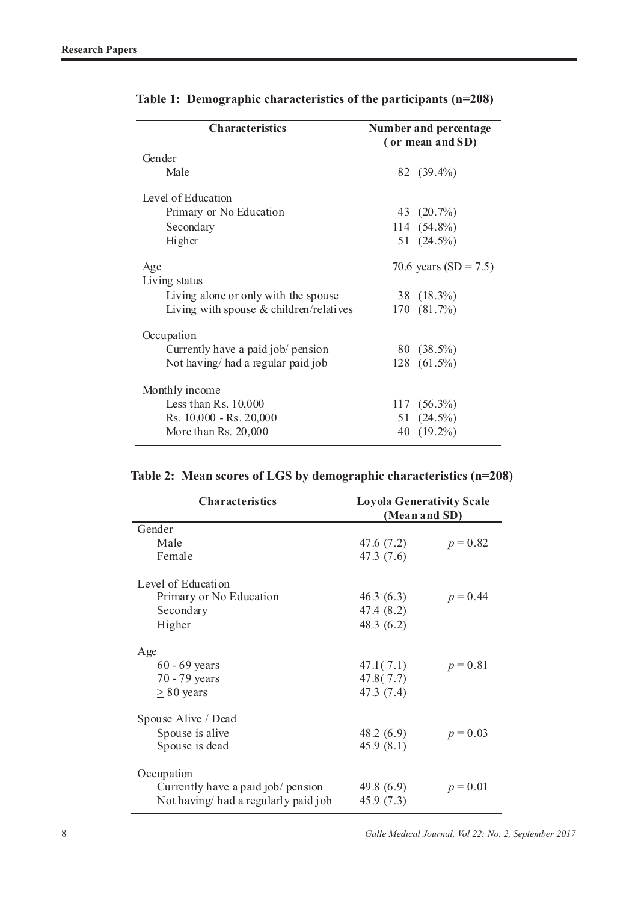**Table 1: Demographic characteristics of the participants (n=208)**

| Characteristics | Number and percentage (or mean and SD) |
|---|---|
| Gender | |
| Male | 82 (39.4%) |
| Level of Education | |
| Primary or No Education | 43 (20.7%) |
| Secondary | 114 (54.8%) |
| Higher | 51 (24.5%) |
| Age | 70.6 years (SD = 7.5) |
| Living status | |
| Living alone or only with the spouse | 38 (18.3%) |
| Living with spouse & children/relatives | 170 (81.7%) |
| Occupation | |
| Currently have a paid job/ pension | 80 (38.5%) |
| Not having/ had a regular paid job | 128 (61.5%) |
| Monthly income | |
| Less than Rs. 10,000 | 117 (56.3%) |
| Rs. 10,000 - Rs. 20,000 | 51 (24.5%) |
| More than Rs. 20,000 | 40 (19.2%) |

**Table 2: Mean scores of LGS by demographic characteristics (n=208)**

| Characteristics | Loyola Generativity Scale (Mean and SD) | |
|---|---|---|
| Gender | | |
| Male | 47.6 (7.2) | $p = 0.82$ |
| Female | 47.3 (7.6) | |
| Level of Education | | |
| Primary or No Education | 46.3 (6.3) | $p = 0.44$ |
| Secondary | 47.4 (8.2) | |
| Higher | 48.3 (6.2) | |
| Age | | |
| 60 - 69 years | 47.1( 7.1) | $p = 0.81$ |
| 70 - 79 years | 47.8( 7.7) | |
| $\geq$ 80 years | 47.3 (7.4) | |
| Spouse Alive / Dead | | |
| Spouse is alive | 48.2 (6.9) | $p = 0.03$ |
| Spouse is dead | 45.9 (8.1) | |
| Occupation | | |
| Currently have a paid job/ pension | 49.8 (6.9) | $p = 0.01$ |
| Not having/ had a regularly paid job | 45.9 (7.3) | |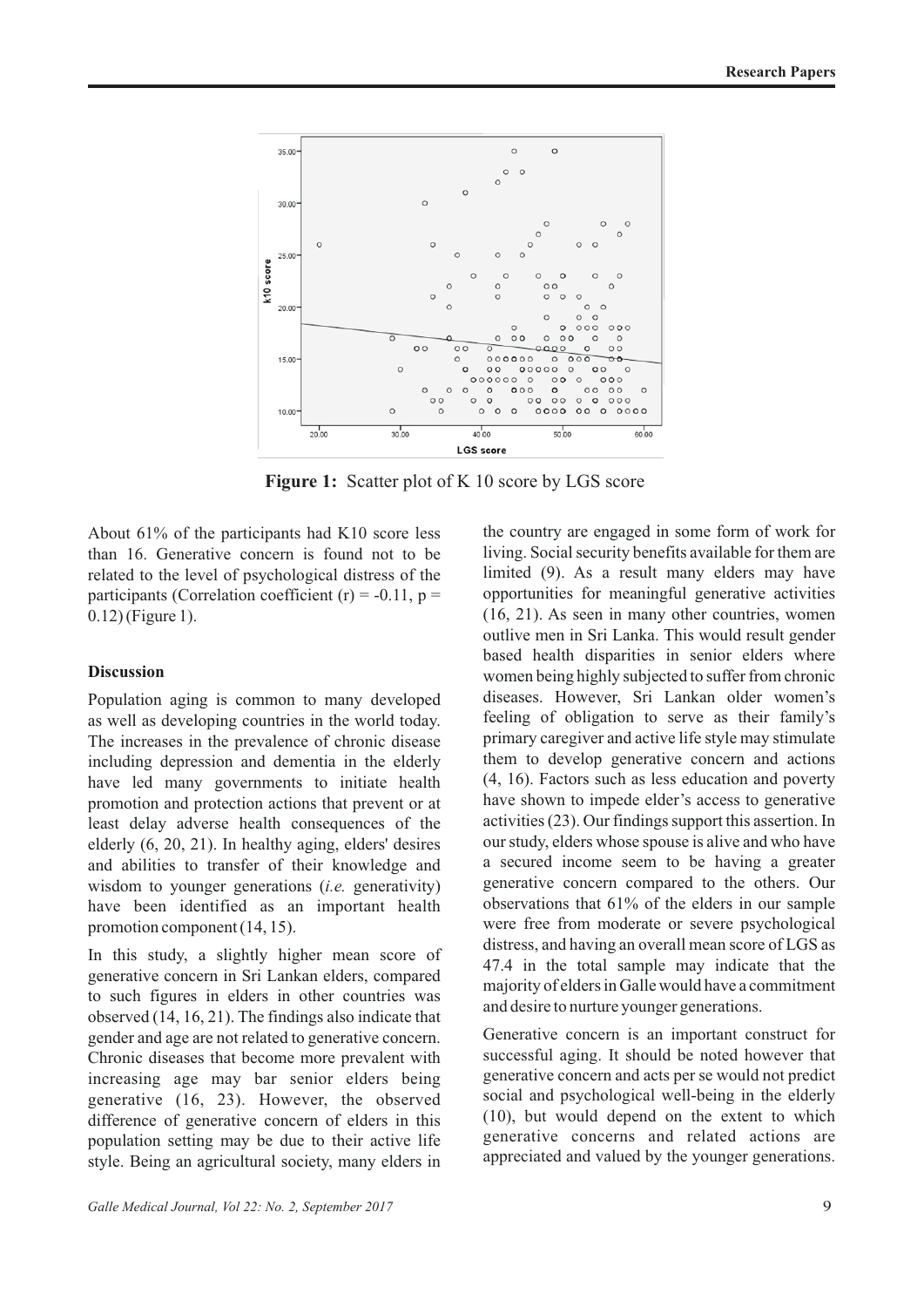Figure 1: Scatter plot of K 10 score by LGS score

About 61% of the participants had K10 score less than 16. Generative concern is found not to be related to the level of psychological distress of the participants (Correlation coefficient (r) = -0.11, p = 0.12) (Figure 1).

## Discussion

Population aging is common to many developed as well as developing countries in the world today. The increases in the prevalence of chronic disease including depression and dementia in the elderly have led many governments to initiate health promotion and protection actions that prevent or at least delay adverse health consequences of the elderly (6, 20, 21). In healthy aging, elders' desires and abilities to transfer of their knowledge and wisdom to younger generations (*i.e.* generativity) have been identified as an important health promotion component (14, 15).

In this study, a slightly higher mean score of generative concern in Sri Lankan elders, compared to such figures in elders in other countries was observed (14, 16, 21). The findings also indicate that gender and age are not related to generative concern. Chronic diseases that become more prevalent with increasing age may bar senior elders being generative (16, 23). However, the observed difference of generative concern of elders in this population setting may be due to their active life style. Being an agricultural society, many elders in the country are engaged in some form of work for living. Social security benefits available for them are limited (9). As a result many elders may have opportunities for meaningful generative activities (16, 21). As seen in many other countries, women outlive men in Sri Lanka. This would result gender based health disparities in senior elders where women being highly subjected to suffer from chronic diseases. However, Sri Lankan older women's feeling of obligation to serve as their family's primary caregiver and active life style may stimulate them to develop generative concern and actions (4, 16). Factors such as less education and poverty have shown to impede elder's access to generative activities (23). Our findings support this assertion. In our study, elders whose spouse is alive and who have a secured income seem to be having a greater generative concern compared to the others. Our observations that 61% of the elders in our sample were free from moderate or severe psychological distress, and having an overall mean score of LGS as 47.4 in the total sample may indicate that the majority of elders in Galle would have a commitment and desire to nurture younger generations.

Generative concern is an important construct for successful aging. It should be noted however that generative concern and acts per se would not predict social and psychological well-being in the elderly (10), but would depend on the extent to which generative concerns and related actions are appreciated and valued by the younger generations.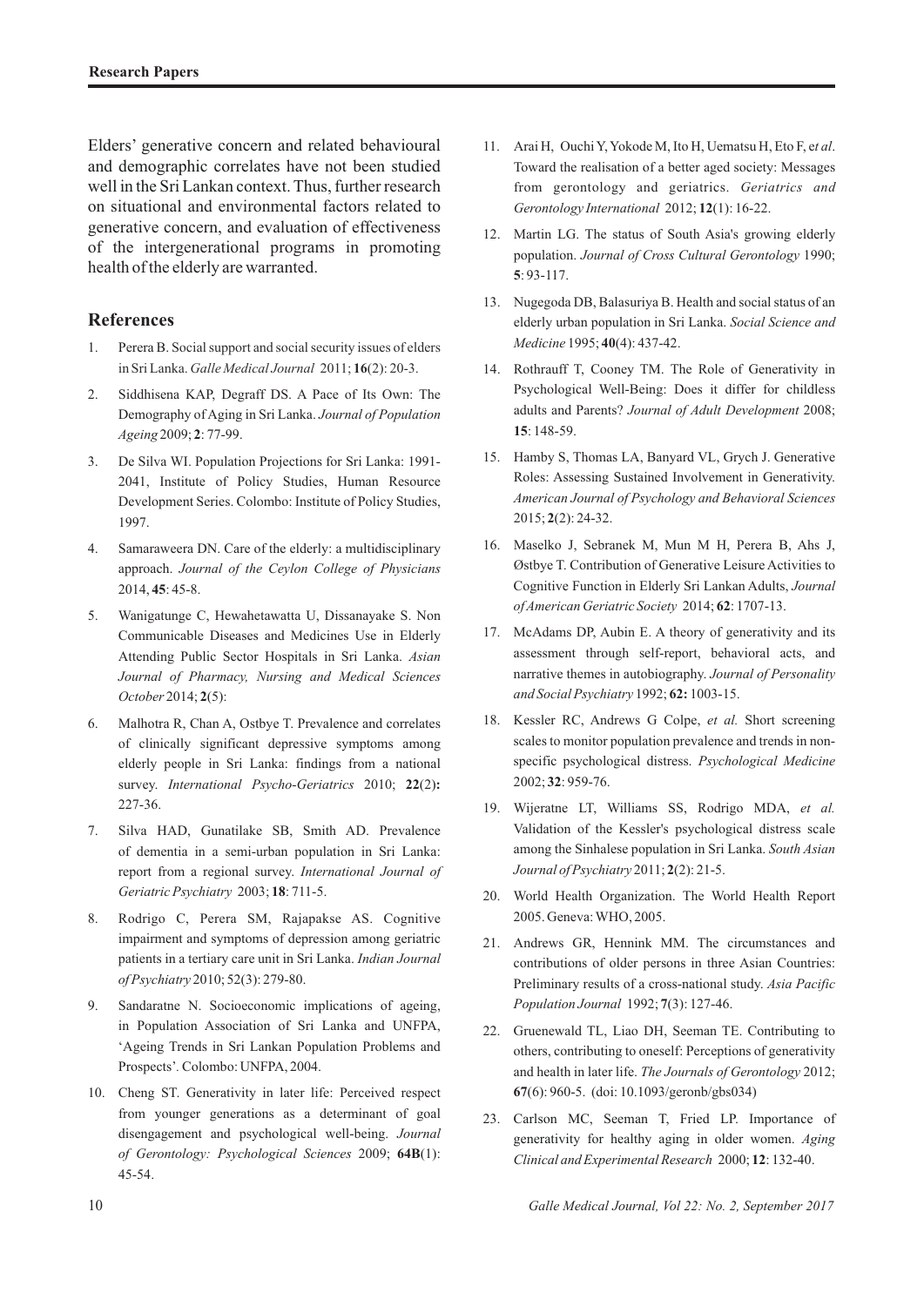Elders' generative concern and related behavioural and demographic correlates have not been studied well in the Sri Lankan context. Thus, further research on situational and environmental factors related to generative concern, and evaluation of effectiveness of the intergenerational programs in promoting health of the elderly are warranted.

## References

1. Perera B. Social support and social security issues of elders in Sri Lanka. *Galle Medical Journal* 2011; **16**(2): 20-3.
2. Siddhisena KAP, Degraff DS. A Pace of Its Own: The Demography of Aging in Sri Lanka. *Journal of Population Ageing* 2009; **2**: 77-99.
3. De Silva WI. Population Projections for Sri Lanka: 1991-2041, Institute of Policy Studies, Human Resource Development Series. Colombo: Institute of Policy Studies, 1997.
4. Samaraweera DN. Care of the elderly: a multidisciplinary approach. *Journal of the Ceylon College of Physicians* 2014, **45**: 45-8.
5. Wanigatunge C, Hewahetawatta U, Dissanayake S. Non Communicable Diseases and Medicines Use in Elderly Attending Public Sector Hospitals in Sri Lanka. *Asian Journal of Pharmacy, Nursing and Medical Sciences October* 2014; **2**(5):
6. Malhotra R, Chan A, Ostbye T. Prevalence and correlates of clinically significant depressive symptoms among elderly people in Sri Lanka: findings from a national survey. *International Psycho-Geriatrics* 2010; **22**(2)**:** 227-36.
7. Silva HAD, Gunatilake SB, Smith AD. Prevalence of dementia in a semi-urban population in Sri Lanka: report from a regional survey. *International Journal of Geriatric Psychiatry* 2003; **18**: 711-5.
8. Rodrigo C, Perera SM, Rajapakse AS. Cognitive impairment and symptoms of depression among geriatric patients in a tertiary care unit in Sri Lanka. *Indian Journal of Psychiatry* 2010; 52(3): 279-80.
9. Sandaratne N. Socioeconomic implications of ageing, in Population Association of Sri Lanka and UNFPA, 'Ageing Trends in Sri Lankan Population Problems and Prospects'. Colombo: UNFPA, 2004.
10. Cheng ST. Generativity in later life: Perceived respect from younger generations as a determinant of goal disengagement and psychological well-being. *Journal of Gerontology: Psychological Sciences* 2009; **64B**(1): 45-54.
11. Arai H, Ouchi Y, Yokode M, Ito H, Uematsu H, Eto F, e*t al*. Toward the realisation of a better aged society: Messages from gerontology and geriatrics. *Geriatrics and Gerontology International* 2012; **12**(1): 16-22.
12. Martin LG. The status of South Asia's growing elderly population. *Journal of Cross Cultural Gerontology* 1990; **5**: 93-117.
13. Nugegoda DB, Balasuriya B. Health and social status of an elderly urban population in Sri Lanka. *Social Science and Medicine* 1995; **40**(4): 437-42.
14. Rothrauff T, Cooney TM. The Role of Generativity in Psychological Well-Being: Does it differ for childless adults and Parents? *Journal of Adult Development* 2008; **15**: 148-59.
15. Hamby S, Thomas LA, Banyard VL, Grych J. Generative Roles: Assessing Sustained Involvement in Generativity. *American Journal of Psychology and Behavioral Sciences* 2015; **2**(2): 24-32.
16. Maselko J, Sebranek M, Mun M H, Perera B, Ahs J, Østbye T. Contribution of Generative Leisure Activities to Cognitive Function in Elderly Sri Lankan Adults, *Journal of American Geriatric Society* 2014; **62**: 1707-13.
17. McAdams DP, Aubin E. A theory of generativity and its assessment through self-report, behavioral acts, and narrative themes in autobiography. *Journal of Personality and Social Psychiatry* 1992; **62:** 1003-15.
18. Kessler RC, Andrews G Colpe, *et al.* Short screening scales to monitor population prevalence and trends in non-specific psychological distress. *Psychological Medicine* 2002; **32**: 959-76.
19. Wijeratne LT, Williams SS, Rodrigo MDA, *et al.* Validation of the Kessler's psychological distress scale among the Sinhalese population in Sri Lanka. *South Asian Journal of Psychiatry* 2011; **2**(2): 21-5.
20. World Health Organization. The World Health Report 2005. Geneva: WHO, 2005.
21. Andrews GR, Hennink MM. The circumstances and contributions of older persons in three Asian Countries: Preliminary results of a cross-national study. *Asia Pacific Population Journal* 1992; **7**(3): 127-46.
22. Gruenewald TL, Liao DH, Seeman TE. Contributing to others, contributing to oneself: Perceptions of generativity and health in later life. *The Journals of Gerontology* 2012; **67**(6): 960-5. (doi: 10.1093/geronb/gbs034)
23. Carlson MC, Seeman T, Fried LP. Importance of generativity for healthy aging in older women. *Aging Clinical and Experimental Research* 2000; **12**: 132-40.